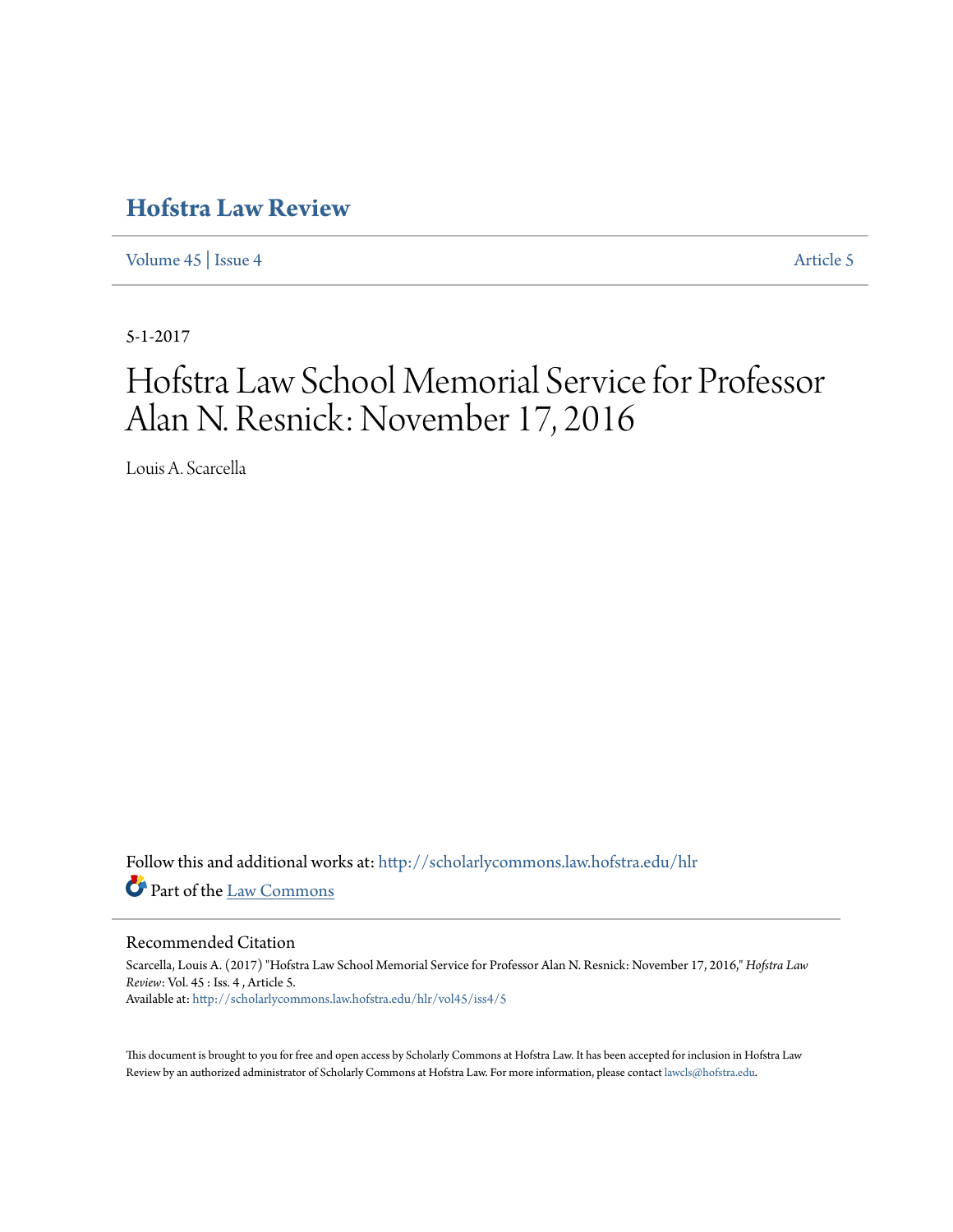# Hofstra Law Review

Volume 45 | Issue 4 Article 5

5-1-2017

# Hofstra Law School Memorial Service for Professor Alan N. Resnick: November 17, 2016

Louis A. Scarcella

Follow this and additional works at: http://scholarlycommons.law.hofstra.edu/hlr

Part of the Law Commons

## Recommended Citation

Scarcella, Louis A. (2017) "Hofstra Law School Memorial Service for Professor Alan N. Resnick: November 17, 2016," *Hofstra Law Review*: Vol. 45 : Iss. 4 , Article 5.
Available at: http://scholarlycommons.law.hofstra.edu/hlr/vol45/iss4/5

This document is brought to you for free and open access by Scholarly Commons at Hofstra Law. It has been accepted for inclusion in Hofstra Law Review by an authorized administrator of Scholarly Commons at Hofstra Law. For more information, please contact lawcls@hofstra.edu.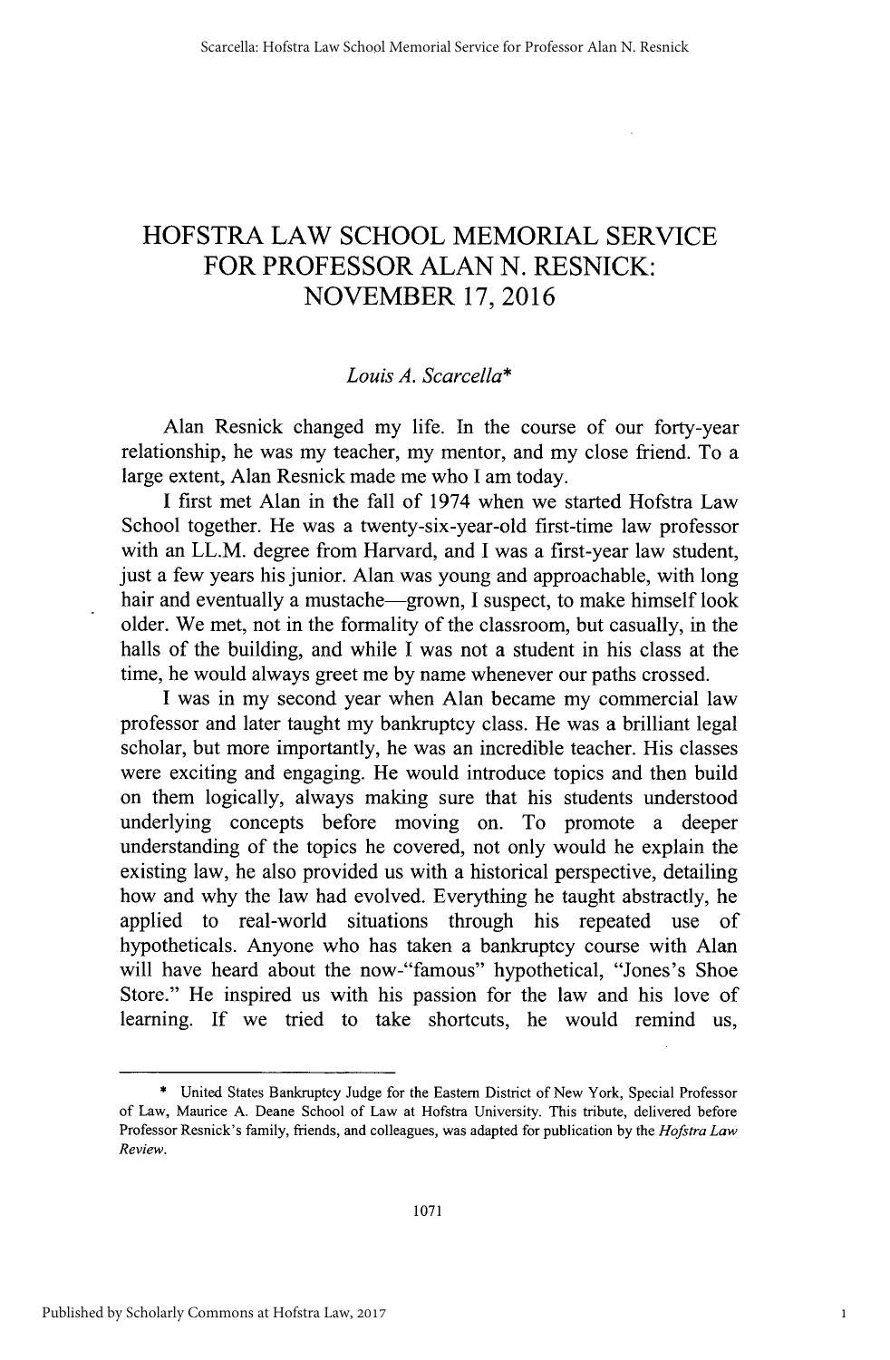# HOFSTRA LAW SCHOOL MEMORIAL SERVICE FOR PROFESSOR ALAN N. RESNICK: NOVEMBER 17, 2016

*Louis A. Scarcella\**

Alan Resnick changed my life. In the course of our forty-year relationship, he was my teacher, my mentor, and my close friend. To a large extent, Alan Resnick made me who I am today.

I first met Alan in the fall of 1974 when we started Hofstra Law School together. He was a twenty-six-year-old first-time law professor with an LL.M. degree from Harvard, and I was a first-year law student, just a few years his junior. Alan was young and approachable, with long hair and eventually a mustache—grown, I suspect, to make himself look older. We met, not in the formality of the classroom, but casually, in the halls of the building, and while I was not a student in his class at the time, he would always greet me by name whenever our paths crossed.

I was in my second year when Alan became my commercial law professor and later taught my bankruptcy class. He was a brilliant legal scholar, but more importantly, he was an incredible teacher. His classes were exciting and engaging. He would introduce topics and then build on them logically, always making sure that his students understood underlying concepts before moving on. To promote a deeper understanding of the topics he covered, not only would he explain the existing law, he also provided us with a historical perspective, detailing how and why the law had evolved. Everything he taught abstractly, he applied to real-world situations through his repeated use of hypotheticals. Anyone who has taken a bankruptcy course with Alan will have heard about the now-"famous" hypothetical, "Jones's Shoe Store." He inspired us with his passion for the law and his love of learning. If we tried to take shortcuts, he would remind us,

\* United States Bankruptcy Judge for the Eastern District of New York, Special Professor of Law, Maurice A. Deane School of Law at Hofstra University. This tribute, delivered before Professor Resnick's family, friends, and colleagues, was adapted for publication by the *Hofstra Law Review*.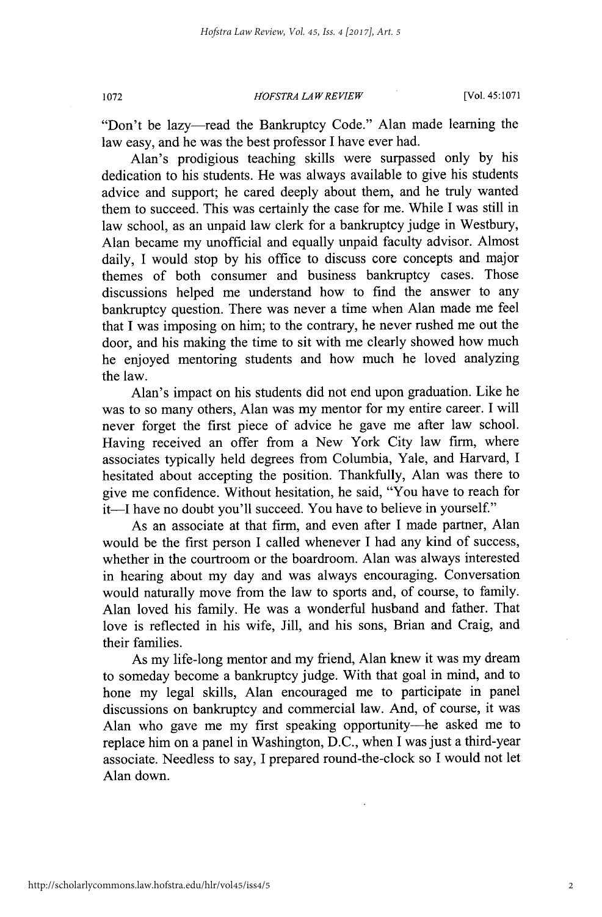"Don't be lazy—read the Bankruptcy Code." Alan made learning the law easy, and he was the best professor I have ever had.

Alan's prodigious teaching skills were surpassed only by his dedication to his students. He was always available to give his students advice and support; he cared deeply about them, and he truly wanted them to succeed. This was certainly the case for me. While I was still in law school, as an unpaid law clerk for a bankruptcy judge in Westbury, Alan became my unofficial and equally unpaid faculty advisor. Almost daily, I would stop by his office to discuss core concepts and major themes of both consumer and business bankruptcy cases. Those discussions helped me understand how to find the answer to any bankruptcy question. There was never a time when Alan made me feel that I was imposing on him; to the contrary, he never rushed me out the door, and his making the time to sit with me clearly showed how much he enjoyed mentoring students and how much he loved analyzing the law.

Alan's impact on his students did not end upon graduation. Like he was to so many others, Alan was my mentor for my entire career. I will never forget the first piece of advice he gave me after law school. Having received an offer from a New York City law firm, where associates typically held degrees from Columbia, Yale, and Harvard, I hesitated about accepting the position. Thankfully, Alan was there to give me confidence. Without hesitation, he said, "You have to reach for it—I have no doubt you'll succeed. You have to believe in yourself."

As an associate at that firm, and even after I made partner, Alan would be the first person I called whenever I had any kind of success, whether in the courtroom or the boardroom. Alan was always interested in hearing about my day and was always encouraging. Conversation would naturally move from the law to sports and, of course, to family. Alan loved his family. He was a wonderful husband and father. That love is reflected in his wife, Jill, and his sons, Brian and Craig, and their families.

As my life-long mentor and my friend, Alan knew it was my dream to someday become a bankruptcy judge. With that goal in mind, and to hone my legal skills, Alan encouraged me to participate in panel discussions on bankruptcy and commercial law. And, of course, it was Alan who gave me my first speaking opportunity—he asked me to replace him on a panel in Washington, D.C., when I was just a third-year associate. Needless to say, I prepared round-the-clock so I would not let Alan down.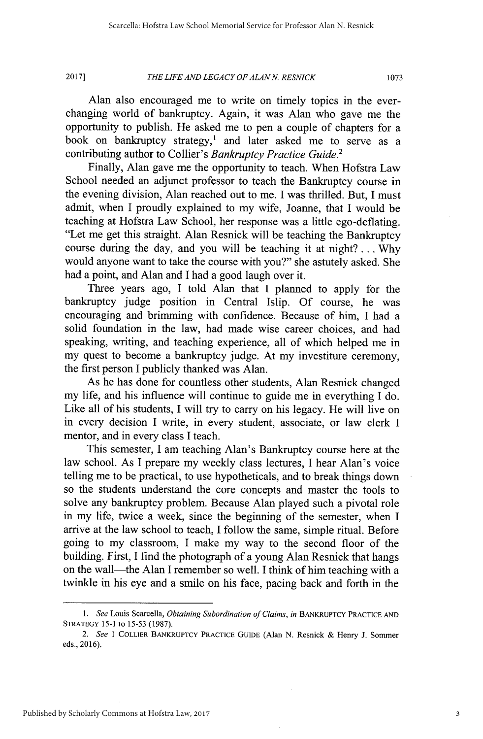Alan also encouraged me to write on timely topics in the ever-changing world of bankruptcy. Again, it was Alan who gave me the opportunity to publish. He asked me to pen a couple of chapters for a book on bankruptcy strategy,[1] and later asked me to serve as a contributing author to Collier's *Bankruptcy Practice Guide*.[2]

Finally, Alan gave me the opportunity to teach. When Hofstra Law School needed an adjunct professor to teach the Bankruptcy course in the evening division, Alan reached out to me. I was thrilled. But, I must admit, when I proudly explained to my wife, Joanne, that I would be teaching at Hofstra Law School, her response was a little ego-deflating. "Let me get this straight. Alan Resnick will be teaching the Bankruptcy course during the day, and you will be teaching it at night? . . . Why would anyone want to take the course with you?" she astutely asked. She had a point, and Alan and I had a good laugh over it.

Three years ago, I told Alan that I planned to apply for the bankruptcy judge position in Central Islip. Of course, he was encouraging and brimming with confidence. Because of him, I had a solid foundation in the law, had made wise career choices, and had speaking, writing, and teaching experience, all of which helped me in my quest to become a bankruptcy judge. At my investiture ceremony, the first person I publicly thanked was Alan.

As he has done for countless other students, Alan Resnick changed my life, and his influence will continue to guide me in everything I do. Like all of his students, I will try to carry on his legacy. He will live on in every decision I write, in every student, associate, or law clerk I mentor, and in every class I teach.

This semester, I am teaching Alan's Bankruptcy course here at the law school. As I prepare my weekly class lectures, I hear Alan's voice telling me to be practical, to use hypotheticals, and to break things down so the students understand the core concepts and master the tools to solve any bankruptcy problem. Because Alan played such a pivotal role in my life, twice a week, since the beginning of the semester, when I arrive at the law school to teach, I follow the same, simple ritual. Before going to my classroom, I make my way to the second floor of the building. First, I find the photograph of a young Alan Resnick that hangs on the wall—the Alan I remember so well. I think of him teaching with a twinkle in his eye and a smile on his face, pacing back and forth in the

---

1. *See* Louis Scarcella, *Obtaining Subordination of Claims*, *in* BANKRUPTCY PRACTICE AND STRATEGY 15-1 to 15-53 (1987).

2. *See* 1 COLLIER BANKRUPTCY PRACTICE GUIDE (Alan N. Resnick & Henry J. Sommer eds., 2016).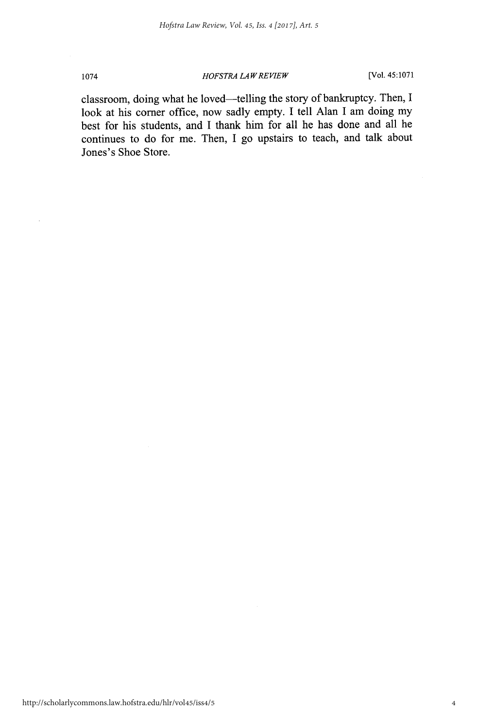classroom, doing what he loved—telling the story of bankruptcy. Then, I look at his corner office, now sadly empty. I tell Alan I am doing my best for his students, and I thank him for all he has done and all he continues to do for me. Then, I go upstairs to teach, and talk about Jones's Shoe Store.